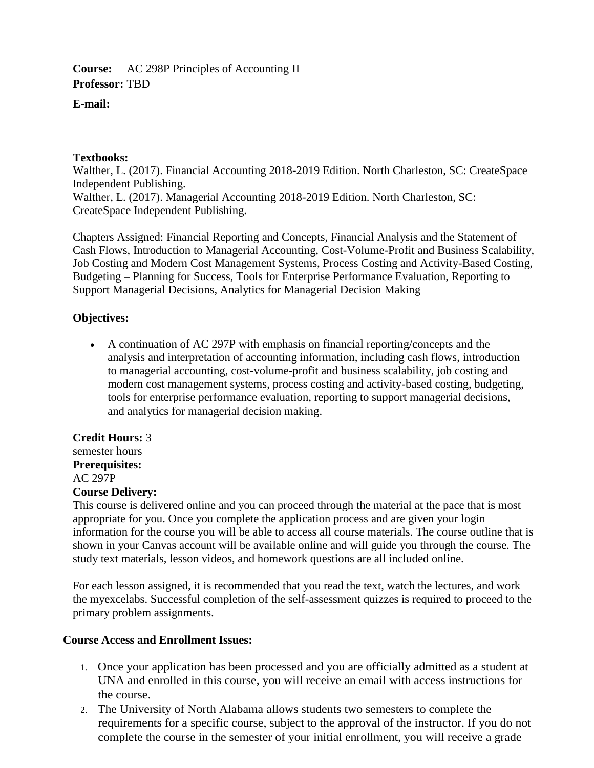**Course:** AC 298P Principles of Accounting II
**Professor:** TBD

**E-mail:**

**Textbooks:**
Walther, L. (2017). Financial Accounting 2018-2019 Edition. North Charleston, SC: CreateSpace Independent Publishing.
Walther, L. (2017). Managerial Accounting 2018-2019 Edition. North Charleston, SC: CreateSpace Independent Publishing.

Chapters Assigned: Financial Reporting and Concepts, Financial Analysis and the Statement of Cash Flows, Introduction to Managerial Accounting, Cost-Volume-Profit and Business Scalability, Job Costing and Modern Cost Management Systems, Process Costing and Activity-Based Costing, Budgeting – Planning for Success, Tools for Enterprise Performance Evaluation, Reporting to Support Managerial Decisions, Analytics for Managerial Decision Making

**Objectives:**

- A continuation of AC 297P with emphasis on financial reporting/concepts and the analysis and interpretation of accounting information, including cash flows, introduction to managerial accounting, cost-volume-profit and business scalability, job costing and modern cost management systems, process costing and activity-based costing, budgeting, tools for enterprise performance evaluation, reporting to support managerial decisions, and analytics for managerial decision making.

**Credit Hours:** 3
semester hours
**Prerequisites:**
AC 297P
**Course Delivery:**
This course is delivered online and you can proceed through the material at the pace that is most appropriate for you. Once you complete the application process and are given your login information for the course you will be able to access all course materials. The course outline that is shown in your Canvas account will be available online and will guide you through the course. The study text materials, lesson videos, and homework questions are all included online.

For each lesson assigned, it is recommended that you read the text, watch the lectures, and work the myexcelabs. Successful completion of the self-assessment quizzes is required to proceed to the primary problem assignments.

**Course Access and Enrollment Issues:**

1. Once your application has been processed and you are officially admitted as a student at UNA and enrolled in this course, you will receive an email with access instructions for the course.
2. The University of North Alabama allows students two semesters to complete the requirements for a specific course, subject to the approval of the instructor. If you do not complete the course in the semester of your initial enrollment, you will receive a grade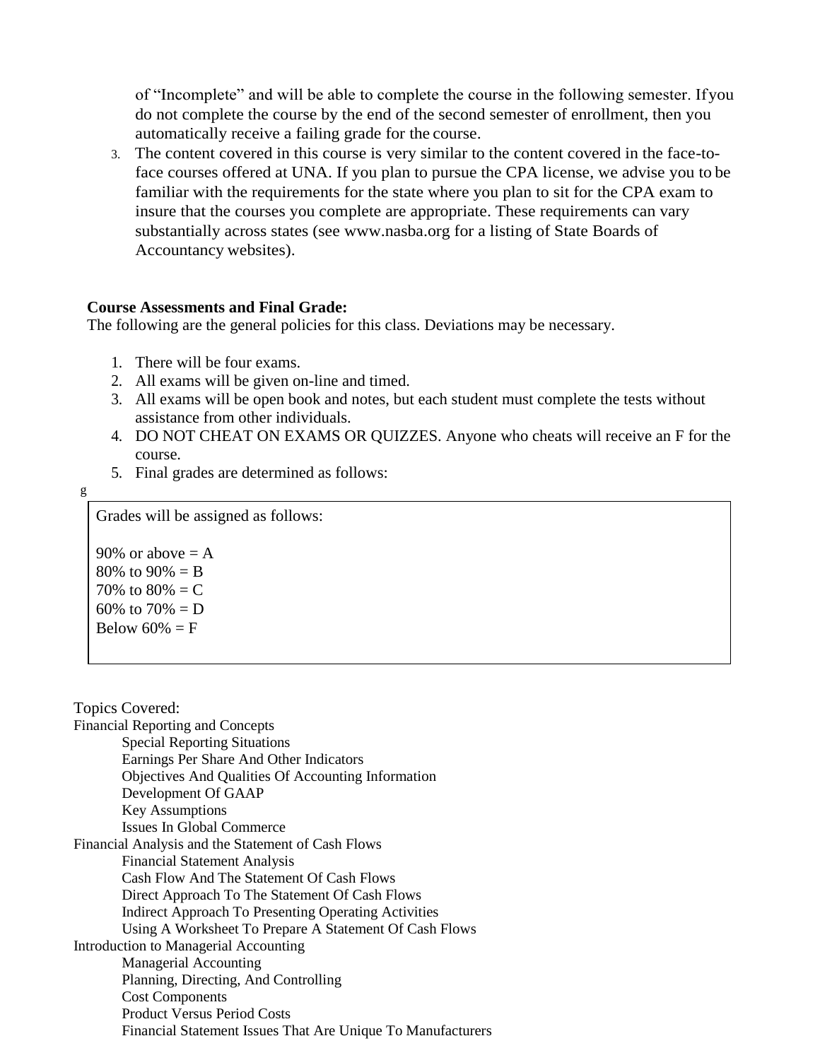of "Incomplete" and will be able to complete the course in the following semester. If you do not complete the course by the end of the second semester of enrollment, then you automatically receive a failing grade for the course.

3. The content covered in this course is very similar to the content covered in the face-to-face courses offered at UNA. If you plan to pursue the CPA license, we advise you to be familiar with the requirements for the state where you plan to sit for the CPA exam to insure that the courses you complete are appropriate. These requirements can vary substantially across states (see www.nasba.org for a listing of State Boards of Accountancy websites).

**Course Assessments and Final Grade:**
The following are the general policies for this class. Deviations may be necessary.

1. There will be four exams.
2. All exams will be given on-line and timed.
3. All exams will be open book and notes, but each student must complete the tests without assistance from other individuals.
4. DO NOT CHEAT ON EXAMS OR QUIZZES. Anyone who cheats will receive an F for the course.
5. Final grades are determined as follows:

g

Grades will be assigned as follows:

90% or above = A
80% to 90% = B
70% to 80% = C
60% to 70% = D
Below 60% = F

Topics Covered:

Financial Reporting and Concepts
- Special Reporting Situations
- Earnings Per Share And Other Indicators
- Objectives And Qualities Of Accounting Information
- Development Of GAAP
- Key Assumptions
- Issues In Global Commerce

Financial Analysis and the Statement of Cash Flows
- Financial Statement Analysis
- Cash Flow And The Statement Of Cash Flows
- Direct Approach To The Statement Of Cash Flows
- Indirect Approach To Presenting Operating Activities
- Using A Worksheet To Prepare A Statement Of Cash Flows

Introduction to Managerial Accounting
- Managerial Accounting
- Planning, Directing, And Controlling
- Cost Components
- Product Versus Period Costs
- Financial Statement Issues That Are Unique To Manufacturers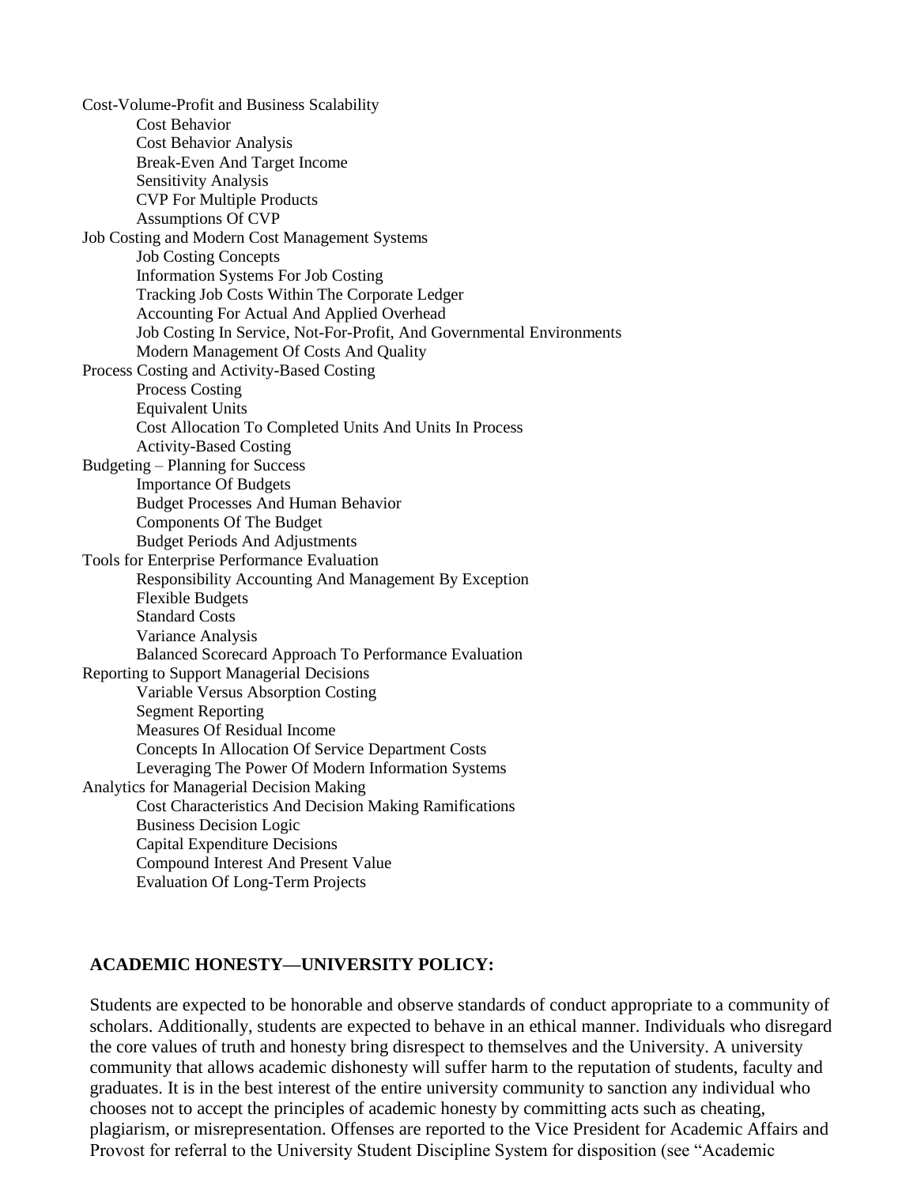- Cost-Volume-Profit and Business Scalability
  - Cost Behavior
  - Cost Behavior Analysis
  - Break-Even And Target Income
  - Sensitivity Analysis
  - CVP For Multiple Products
  - Assumptions Of CVP
- Job Costing and Modern Cost Management Systems
  - Job Costing Concepts
  - Information Systems For Job Costing
  - Tracking Job Costs Within The Corporate Ledger
  - Accounting For Actual And Applied Overhead
  - Job Costing In Service, Not-For-Profit, And Governmental Environments
  - Modern Management Of Costs And Quality
- Process Costing and Activity-Based Costing
  - Process Costing
  - Equivalent Units
  - Cost Allocation To Completed Units And Units In Process
  - Activity-Based Costing
- Budgeting – Planning for Success
  - Importance Of Budgets
  - Budget Processes And Human Behavior
  - Components Of The Budget
  - Budget Periods And Adjustments
- Tools for Enterprise Performance Evaluation
  - Responsibility Accounting And Management By Exception
  - Flexible Budgets
  - Standard Costs
  - Variance Analysis
  - Balanced Scorecard Approach To Performance Evaluation
- Reporting to Support Managerial Decisions
  - Variable Versus Absorption Costing
  - Segment Reporting
  - Measures Of Residual Income
  - Concepts In Allocation Of Service Department Costs
  - Leveraging The Power Of Modern Information Systems
- Analytics for Managerial Decision Making
  - Cost Characteristics And Decision Making Ramifications
  - Business Decision Logic
  - Capital Expenditure Decisions
  - Compound Interest And Present Value
  - Evaluation Of Long-Term Projects

**ACADEMIC HONESTY—UNIVERSITY POLICY:**

Students are expected to be honorable and observe standards of conduct appropriate to a community of scholars. Additionally, students are expected to behave in an ethical manner. Individuals who disregard the core values of truth and honesty bring disrespect to themselves and the University. A university community that allows academic dishonesty will suffer harm to the reputation of students, faculty and graduates. It is in the best interest of the entire university community to sanction any individual who chooses not to accept the principles of academic honesty by committing acts such as cheating, plagiarism, or misrepresentation. Offenses are reported to the Vice President for Academic Affairs and Provost for referral to the University Student Discipline System for disposition (see "Academic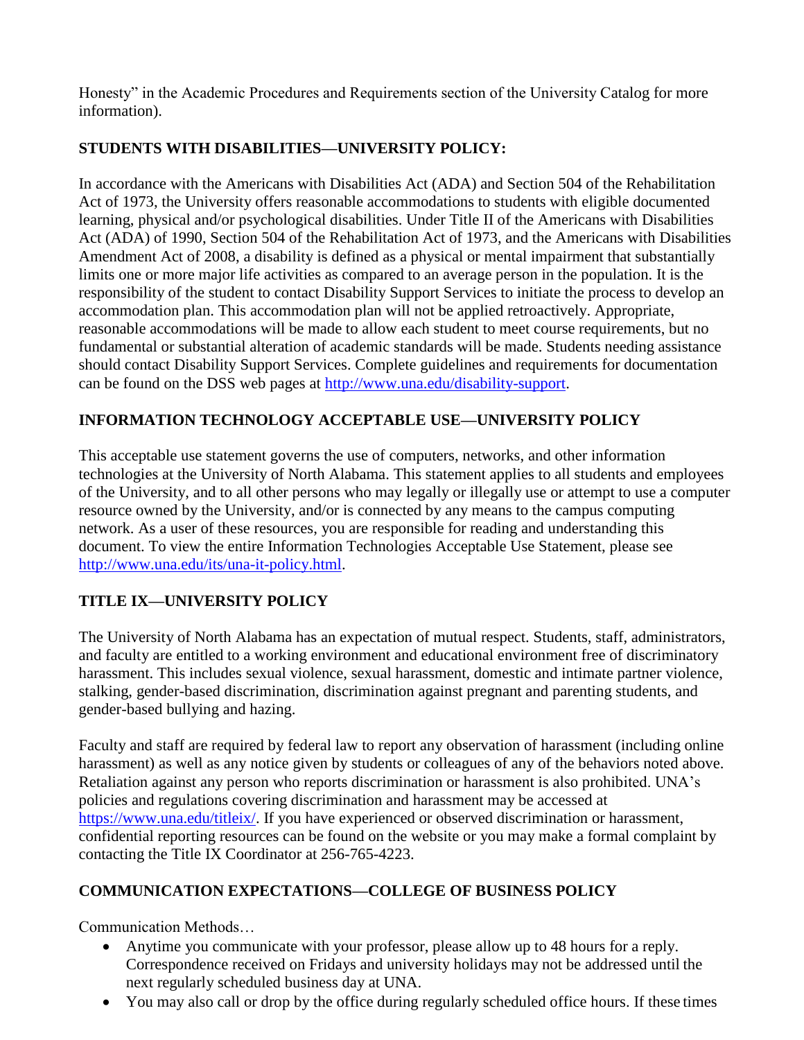Honesty" in the Academic Procedures and Requirements section of the University Catalog for more information).

## STUDENTS WITH DISABILITIES—UNIVERSITY POLICY:

In accordance with the Americans with Disabilities Act (ADA) and Section 504 of the Rehabilitation Act of 1973, the University offers reasonable accommodations to students with eligible documented learning, physical and/or psychological disabilities. Under Title II of the Americans with Disabilities Act (ADA) of 1990, Section 504 of the Rehabilitation Act of 1973, and the Americans with Disabilities Amendment Act of 2008, a disability is defined as a physical or mental impairment that substantially limits one or more major life activities as compared to an average person in the population. It is the responsibility of the student to contact Disability Support Services to initiate the process to develop an accommodation plan. This accommodation plan will not be applied retroactively. Appropriate, reasonable accommodations will be made to allow each student to meet course requirements, but no fundamental or substantial alteration of academic standards will be made. Students needing assistance should contact Disability Support Services. Complete guidelines and requirements for documentation can be found on the DSS web pages at http://www.una.edu/disability-support.

## INFORMATION TECHNOLOGY ACCEPTABLE USE—UNIVERSITY POLICY

This acceptable use statement governs the use of computers, networks, and other information technologies at the University of North Alabama. This statement applies to all students and employees of the University, and to all other persons who may legally or illegally use or attempt to use a computer resource owned by the University, and/or is connected by any means to the campus computing network. As a user of these resources, you are responsible for reading and understanding this document. To view the entire Information Technologies Acceptable Use Statement, please see http://www.una.edu/its/una-it-policy.html.

## TITLE IX—UNIVERSITY POLICY

The University of North Alabama has an expectation of mutual respect. Students, staff, administrators, and faculty are entitled to a working environment and educational environment free of discriminatory harassment. This includes sexual violence, sexual harassment, domestic and intimate partner violence, stalking, gender-based discrimination, discrimination against pregnant and parenting students, and gender-based bullying and hazing.

Faculty and staff are required by federal law to report any observation of harassment (including online harassment) as well as any notice given by students or colleagues of any of the behaviors noted above. Retaliation against any person who reports discrimination or harassment is also prohibited. UNA's policies and regulations covering discrimination and harassment may be accessed at https://www.una.edu/titleix/. If you have experienced or observed discrimination or harassment, confidential reporting resources can be found on the website or you may make a formal complaint by contacting the Title IX Coordinator at 256-765-4223.

## COMMUNICATION EXPECTATIONS—COLLEGE OF BUSINESS POLICY

Communication Methods…

- Anytime you communicate with your professor, please allow up to 48 hours for a reply. Correspondence received on Fridays and university holidays may not be addressed until the next regularly scheduled business day at UNA.
- You may also call or drop by the office during regularly scheduled office hours. If these times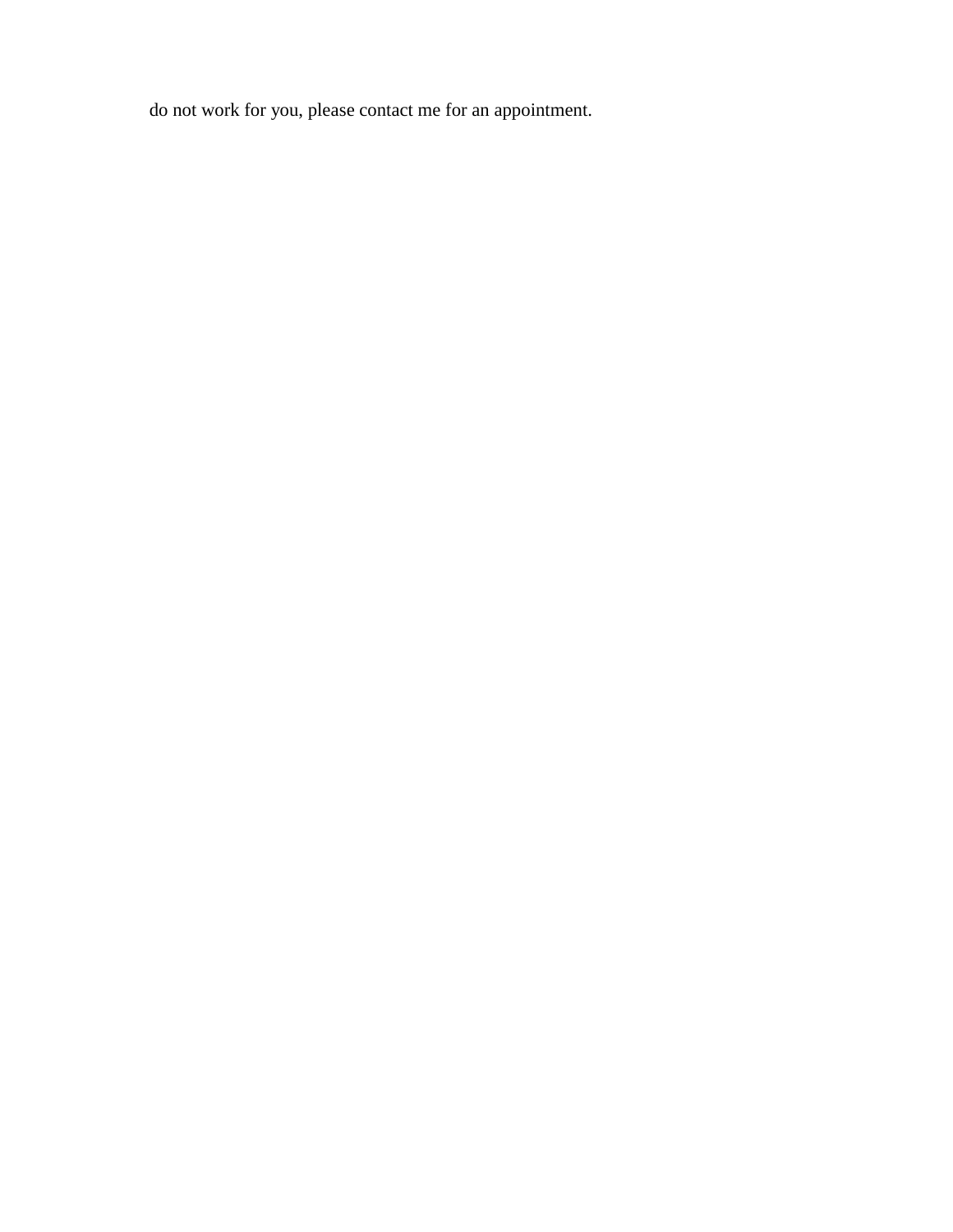do not work for you, please contact me for an appointment.